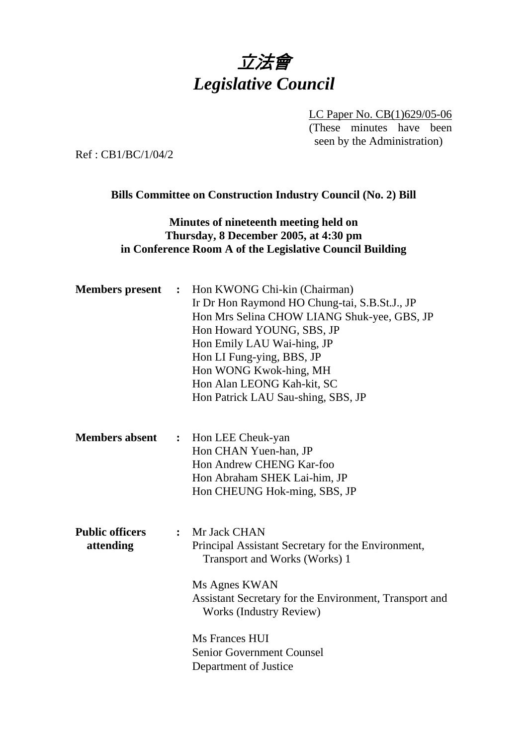# 立法會
# *Legislative Council*

LC Paper No. CB(1)629/05-06
(These minutes have been seen by the Administration)

Ref : CB1/BC/1/04/2

**Bills Committee on Construction Industry Council (No. 2) Bill**

**Minutes of nineteenth meeting held on Thursday, 8 December 2005, at 4:30 pm in Conference Room A of the Legislative Council Building**

**Members present :**
Hon KWONG Chi-kin (Chairman)
Ir Dr Hon Raymond HO Chung-tai, S.B.St.J., JP
Hon Mrs Selina CHOW LIANG Shuk-yee, GBS, JP
Hon Howard YOUNG, SBS, JP
Hon Emily LAU Wai-hing, JP
Hon LI Fung-ying, BBS, JP
Hon WONG Kwok-hing, MH
Hon Alan LEONG Kah-kit, SC
Hon Patrick LAU Sau-shing, SBS, JP

**Members absent :**
Hon LEE Cheuk-yan
Hon CHAN Yuen-han, JP
Hon Andrew CHENG Kar-foo
Hon Abraham SHEK Lai-him, JP
Hon CHEUNG Hok-ming, SBS, JP

**Public officers attending :**
Mr Jack CHAN
Principal Assistant Secretary for the Environment, Transport and Works (Works) 1

Ms Agnes KWAN
Assistant Secretary for the Environment, Transport and Works (Industry Review)

Ms Frances HUI
Senior Government Counsel
Department of Justice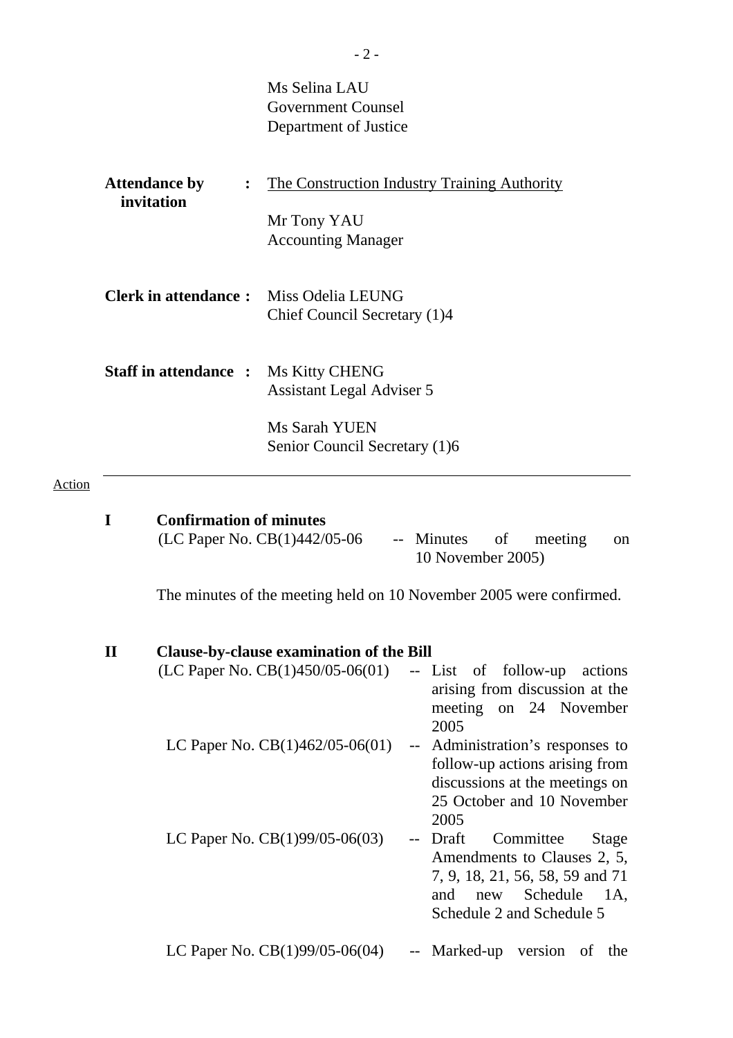Ms Selina LAU
Government Counsel
Department of Justice

**Attendance by invitation** : <u>The Construction Industry Training Authority</u>

Mr Tony YAU
Accounting Manager

**Clerk in attendance :** Miss Odelia LEUNG
Chief Council Secretary (1)4

**Staff in attendance :** Ms Kitty CHENG
Assistant Legal Adviser 5

Ms Sarah YUEN
Senior Council Secretary (1)6

Action

---

**I Confirmation of minutes**

(LC Paper No. CB(1)442/05-06 -- Minutes of meeting on 10 November 2005)

The minutes of the meeting held on 10 November 2005 were confirmed.

**II Clause-by-clause examination of the Bill**

(LC Paper No. CB(1)450/05-06(01) -- List of follow-up actions arising from discussion at the meeting on 24 November 2005

LC Paper No. CB(1)462/05-06(01) -- Administration's responses to follow-up actions arising from discussions at the meetings on 25 October and 10 November 2005

LC Paper No. CB(1)99/05-06(03) -- Draft Committee Stage Amendments to Clauses 2, 5, 7, 9, 18, 21, 56, 58, 59 and 71 and new Schedule 1A, Schedule 2 and Schedule 5

LC Paper No. CB(1)99/05-06(04) -- Marked-up version of the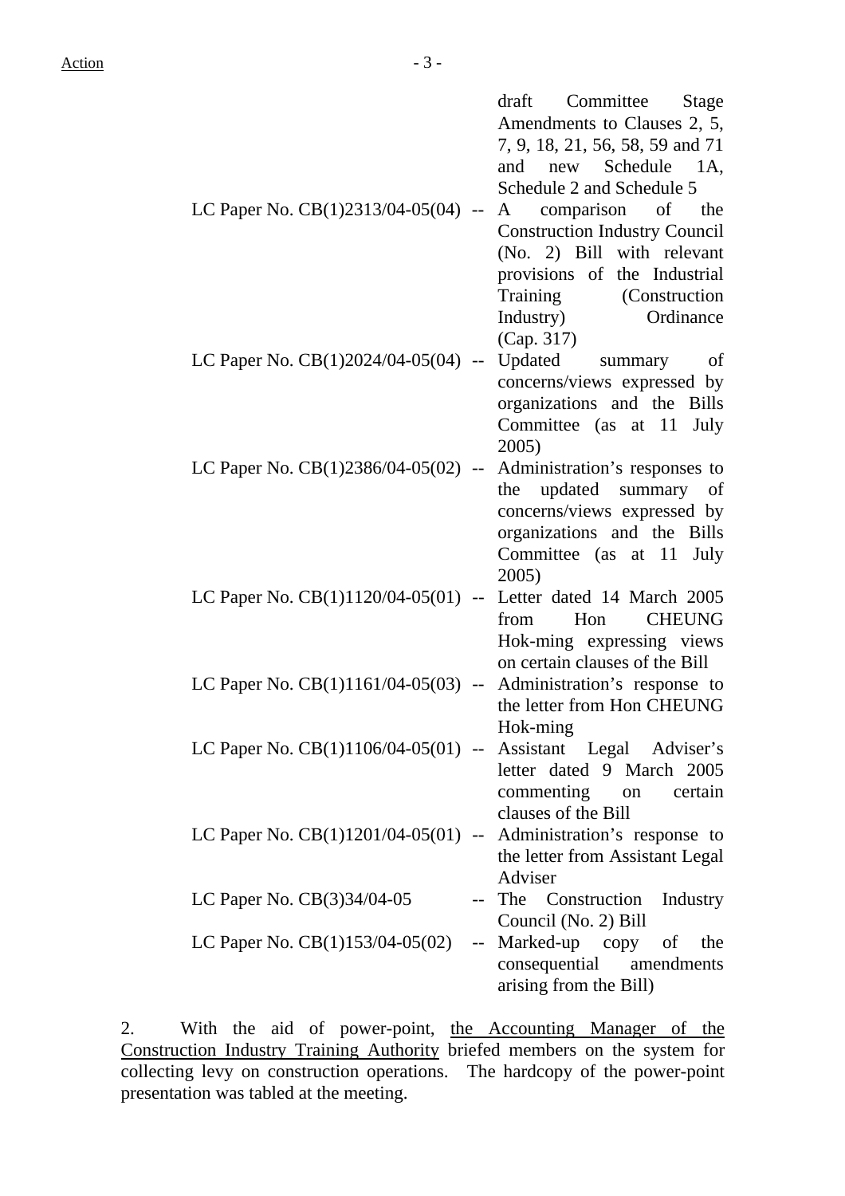Action

draft Committee Stage Amendments to Clauses 2, 5, 7, 9, 18, 21, 56, 58, 59 and 71 and new Schedule 1A, Schedule 2 and Schedule 5

| | | |
|---|---|---|
| LC Paper No. CB(1)2313/04-05(04) | -- | A comparison of the Construction Industry Council (No. 2) Bill with relevant provisions of the Industrial Training (Construction Industry) Ordinance (Cap. 317) |
| LC Paper No. CB(1)2024/04-05(04) | -- | Updated summary of concerns/views expressed by organizations and the Bills Committee (as at 11 July 2005) |
| LC Paper No. CB(1)2386/04-05(02) | -- | Administration's responses to the updated summary of concerns/views expressed by organizations and the Bills Committee (as at 11 July 2005) |
| LC Paper No. CB(1)1120/04-05(01) | -- | Letter dated 14 March 2005 from Hon CHEUNG Hok-ming expressing views on certain clauses of the Bill |
| LC Paper No. CB(1)1161/04-05(03) | -- | Administration's response to the letter from Hon CHEUNG Hok-ming |
| LC Paper No. CB(1)1106/04-05(01) | -- | Assistant Legal Adviser's letter dated 9 March 2005 commenting on certain clauses of the Bill |
| LC Paper No. CB(1)1201/04-05(01) | -- | Administration's response to the letter from Assistant Legal Adviser |
| LC Paper No. CB(3)34/04-05 | -- | The Construction Industry Council (No. 2) Bill |
| LC Paper No. CB(1)153/04-05(02) | -- | Marked-up copy of the consequential amendments arising from the Bill) |

2. With the aid of power-point, <u>the Accounting Manager of the Construction Industry Training Authority</u> briefed members on the system for collecting levy on construction operations. The hardcopy of the power-point presentation was tabled at the meeting.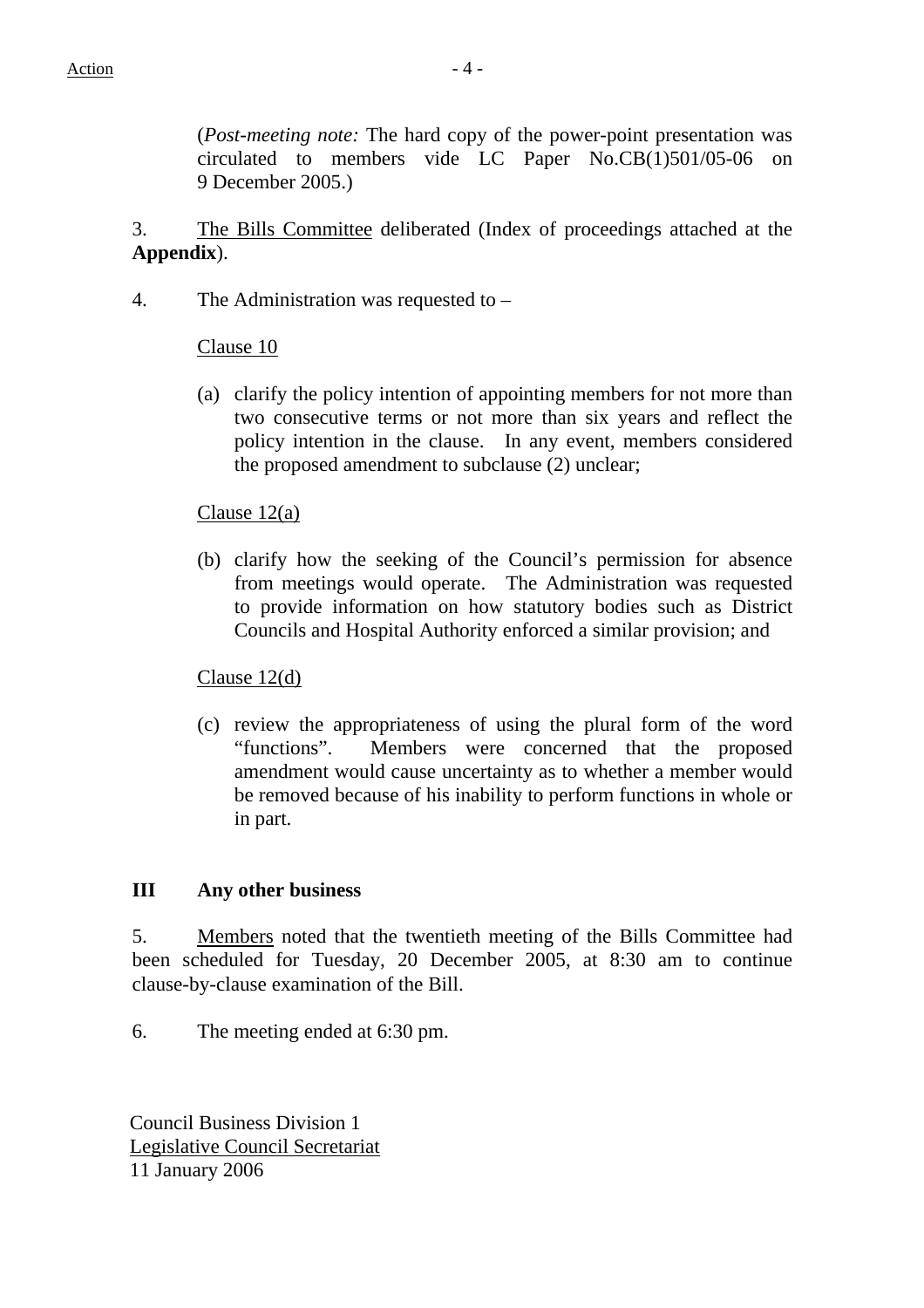(*Post-meeting note:* The hard copy of the power-point presentation was circulated to members vide LC Paper No.CB(1)501/05-06 on 9 December 2005.)

3. The Bills Committee deliberated (Index of proceedings attached at the **Appendix**).

4. The Administration was requested to –

Clause 10

(a) clarify the policy intention of appointing members for not more than two consecutive terms or not more than six years and reflect the policy intention in the clause. In any event, members considered the proposed amendment to subclause (2) unclear;

Clause 12(a)

(b) clarify how the seeking of the Council's permission for absence from meetings would operate. The Administration was requested to provide information on how statutory bodies such as District Councils and Hospital Authority enforced a similar provision; and

Clause 12(d)

(c) review the appropriateness of using the plural form of the word "functions". Members were concerned that the proposed amendment would cause uncertainty as to whether a member would be removed because of his inability to perform functions in whole or in part.

## III Any other business

5. Members noted that the twentieth meeting of the Bills Committee had been scheduled for Tuesday, 20 December 2005, at 8:30 am to continue clause-by-clause examination of the Bill.

6. The meeting ended at 6:30 pm.

Council Business Division 1
Legislative Council Secretariat
11 January 2006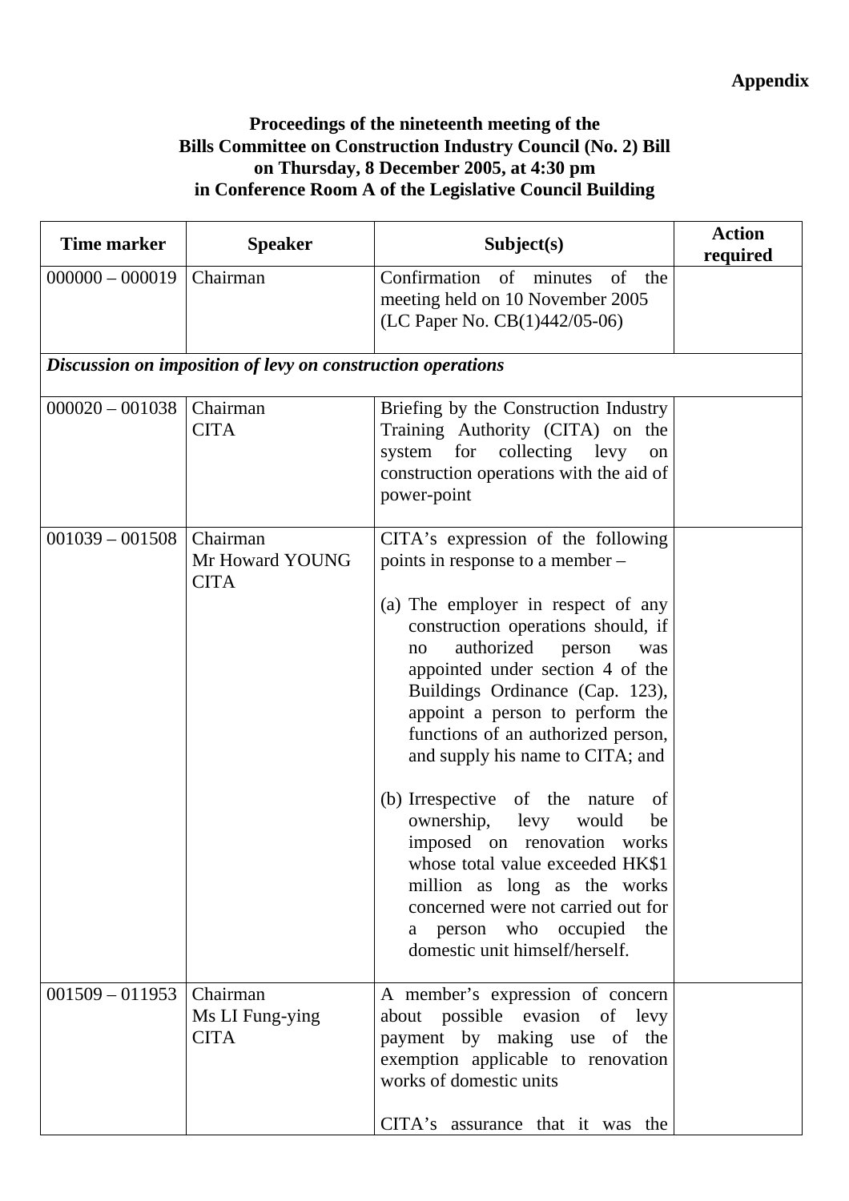**Appendix**

**Proceedings of the nineteenth meeting of the Bills Committee on Construction Industry Council (No. 2) Bill on Thursday, 8 December 2005, at 4:30 pm in Conference Room A of the Legislative Council Building**

| Time marker | Speaker | Subject(s) | Action required |
|---|---|---|---|
| 000000 – 000019 | Chairman | Confirmation of minutes of the meeting held on 10 November 2005 (LC Paper No. CB(1)442/05-06) | |
| ***Discussion on imposition of levy on construction operations*** | | | |
| 000020 – 001038 | Chairman<br>CITA | Briefing by the Construction Industry Training Authority (CITA) on the system for collecting levy on construction operations with the aid of power-point | |
| 001039 – 001508 | Chairman<br>Mr Howard YOUNG<br>CITA | CITA's expression of the following points in response to a member –<br><br>(a) The employer in respect of any construction operations should, if no authorized person was appointed under section 4 of the Buildings Ordinance (Cap. 123), appoint a person to perform the functions of an authorized person, and supply his name to CITA; and<br><br>(b) Irrespective of the nature of ownership, levy would be imposed on renovation works whose total value exceeded HK$1 million as long as the works concerned were not carried out for a person who occupied the domestic unit himself/herself. | |
| 001509 – 011953 | Chairman<br>Ms LI Fung-ying<br>CITA | A member's expression of concern about possible evasion of levy payment by making use of the exemption applicable to renovation works of domestic units<br><br>CITA's assurance that it was the | |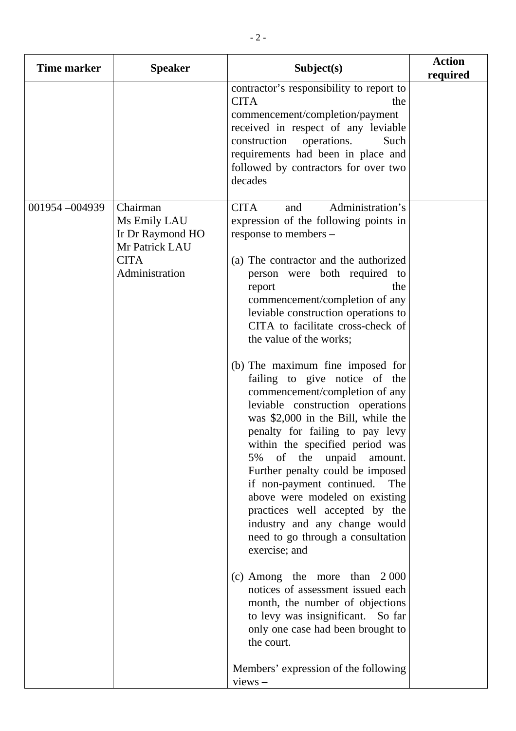| Time marker | Speaker | Subject(s) | Action required |
|---|---|---|---|
| | | contractor's responsibility to report to CITA the commencement/completion/payment received in respect of any leviable construction operations. Such requirements had been in place and followed by contractors for over two decades | |
| 001954 –004939 | Chairman<br>Ms Emily LAU<br>Ir Dr Raymond HO<br>Mr Patrick LAU<br>CITA<br>Administration | CITA and Administration's expression of the following points in response to members –<br><br>(a) The contractor and the authorized person were both required to report the commencement/completion of any leviable construction operations to CITA to facilitate cross-check of the value of the works;<br><br>(b) The maximum fine imposed for failing to give notice of the commencement/completion of any leviable construction operations was $2,000 in the Bill, while the penalty for failing to pay levy within the specified period was 5% of the unpaid amount. Further penalty could be imposed if non-payment continued. The above were modeled on existing practices well accepted by the industry and any change would need to go through a consultation exercise; and<br><br>(c) Among the more than 2 000 notices of assessment issued each month, the number of objections to levy was insignificant. So far only one case had been brought to the court.<br><br>Members' expression of the following views – | |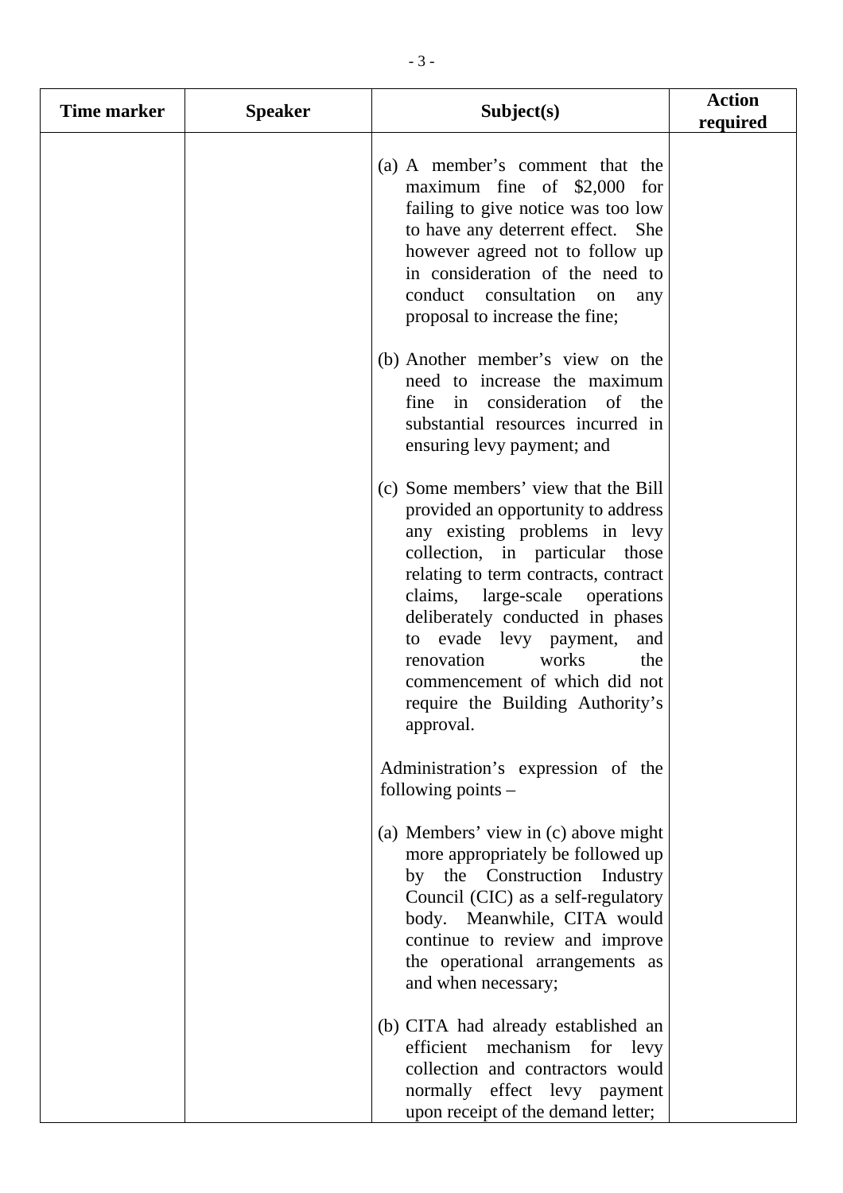| Time marker | Speaker | Subject(s) | Action required |
|---|---|---|---|
| | | (a) A member's comment that the maximum fine of $2,000 for failing to give notice was too low to have any deterrent effect. She however agreed not to follow up in consideration of the need to conduct consultation on any proposal to increase the fine;<br><br>(b) Another member's view on the need to increase the maximum fine in consideration of the substantial resources incurred in ensuring levy payment; and<br><br>(c) Some members' view that the Bill provided an opportunity to address any existing problems in levy collection, in particular those relating to term contracts, contract claims, large-scale operations deliberately conducted in phases to evade levy payment, and renovation works the commencement of which did not require the Building Authority's approval.<br><br>Administration's expression of the following points –<br><br>(a) Members' view in (c) above might more appropriately be followed up by the Construction Industry Council (CIC) as a self-regulatory body. Meanwhile, CITA would continue to review and improve the operational arrangements as and when necessary;<br><br>(b) CITA had already established an efficient mechanism for levy collection and contractors would normally effect levy payment upon receipt of the demand letter; | |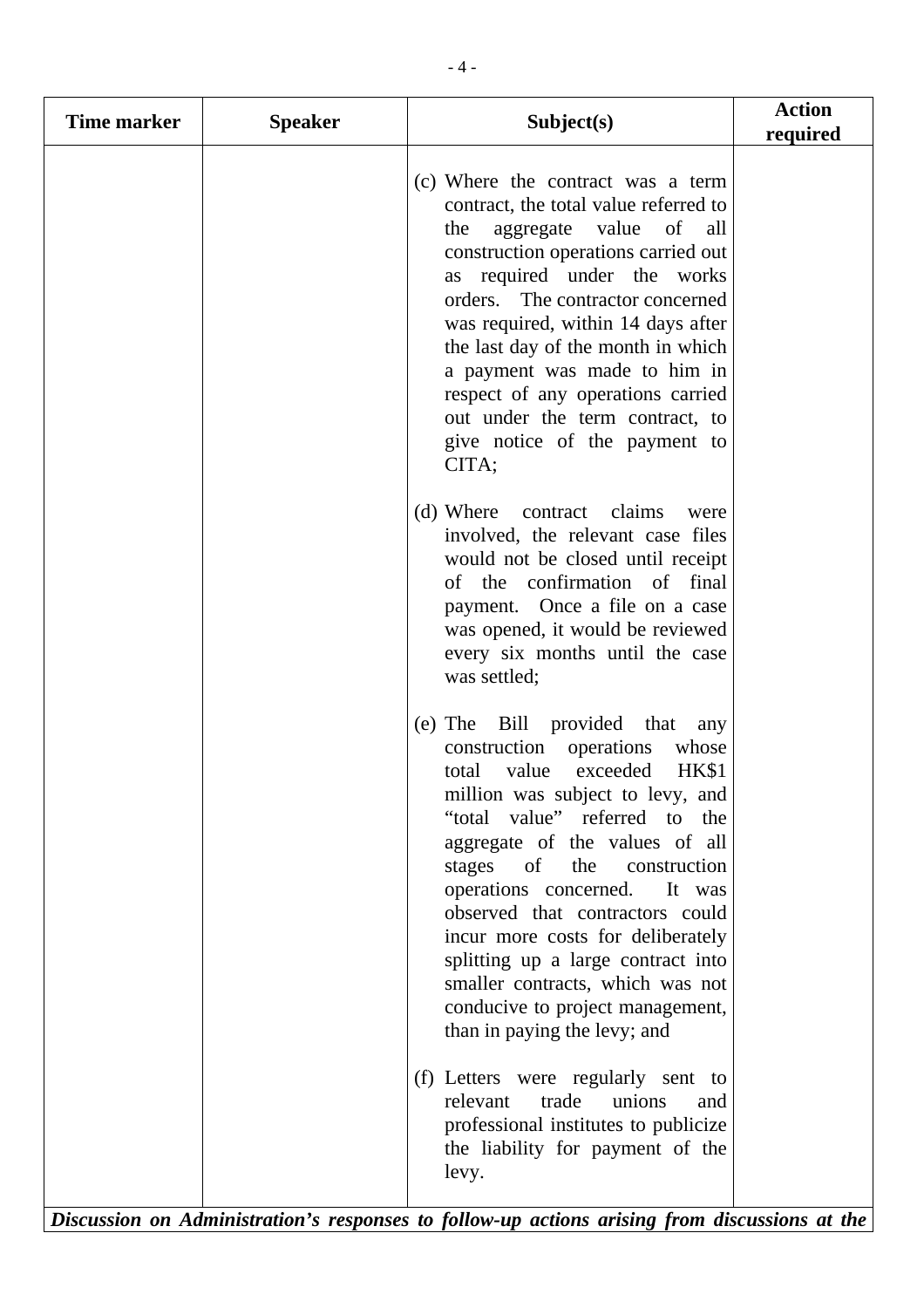| Time marker | Speaker | Subject(s) | Action required |
|---|---|---|---|
| | | (c) Where the contract was a term contract, the total value referred to the aggregate value of all construction operations carried out as required under the works orders. The contractor concerned was required, within 14 days after the last day of the month in which a payment was made to him in respect of any operations carried out under the term contract, to give notice of the payment to CITA;<br><br>(d) Where contract claims were involved, the relevant case files would not be closed until receipt of the confirmation of final payment. Once a file on a case was opened, it would be reviewed every six months until the case was settled;<br><br>(e) The Bill provided that any construction operations whose total value exceeded HK$1 million was subject to levy, and "total value" referred to the aggregate of the values of all stages of the construction operations concerned. It was observed that contractors could incur more costs for deliberately splitting up a large contract into smaller contracts, which was not conducive to project management, than in paying the levy; and<br><br>(f) Letters were regularly sent to relevant trade unions and professional institutes to publicize the liability for payment of the levy. | |

***Discussion on Administration's responses to follow-up actions arising from discussions at the***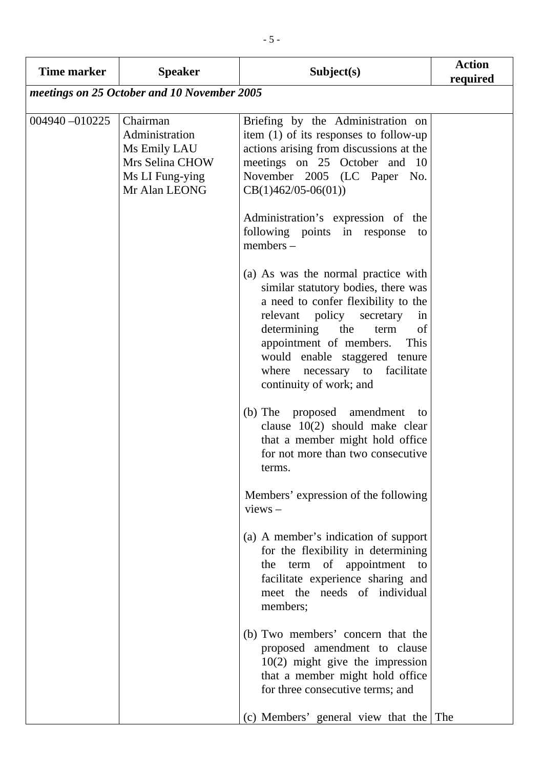| Time marker | Speaker | Subject(s) | Action required |
|---|---|---|---|
| *meetings on 25 October and 10 November 2005* | | | |
| 004940 –010225 | Chairman<br>Administration<br>Ms Emily LAU<br>Mrs Selina CHOW<br>Ms LI Fung-ying<br>Mr Alan LEONG | Briefing by the Administration on item (1) of its responses to follow-up actions arising from discussions at the meetings on 25 October and 10 November 2005 (LC Paper No. CB(1)462/05-06(01))<br><br>Administration's expression of the following points in response to members –<br><br>(a) As was the normal practice with similar statutory bodies, there was a need to confer flexibility to the relevant policy secretary in determining the term of appointment of members. This would enable staggered tenure where necessary to facilitate continuity of work; and<br><br>(b) The proposed amendment to clause 10(2) should make clear that a member might hold office for not more than two consecutive terms.<br><br>Members' expression of the following views –<br><br>(a) A member's indication of support for the flexibility in determining the term of appointment to facilitate experience sharing and meet the needs of individual members;<br><br>(b) Two members' concern that the proposed amendment to clause 10(2) might give the impression that a member might hold office for three consecutive terms; and<br><br>(c) Members' general view that the | The |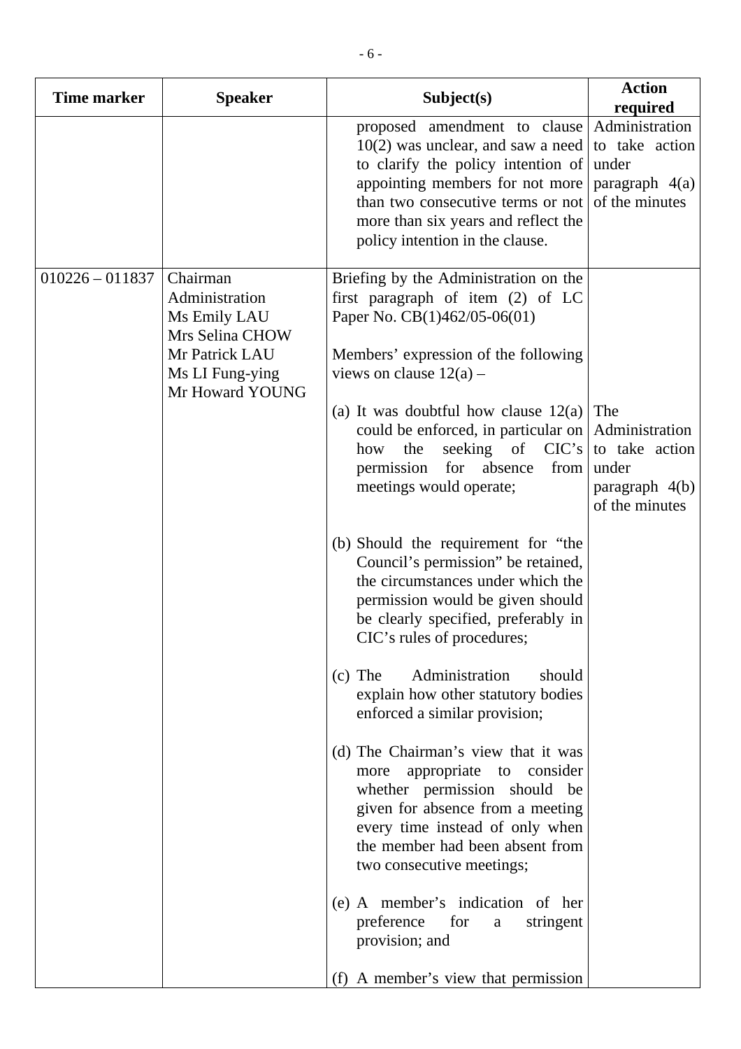| Time marker | Speaker | Subject(s) | Action required |
|---|---|---|---|
| | | proposed amendment to clause 10(2) was unclear, and saw a need to clarify the policy intention of appointing members for not more than two consecutive terms or not more than six years and reflect the policy intention in the clause. | Administration to take action under paragraph 4(a) of the minutes |
| 010226 – 011837 | Chairman<br>Administration<br>Ms Emily LAU<br>Mrs Selina CHOW<br>Mr Patrick LAU<br>Ms LI Fung-ying<br>Mr Howard YOUNG | Briefing by the Administration on the first paragraph of item (2) of LC Paper No. CB(1)462/05-06(01)<br><br>Members' expression of the following views on clause 12(a) –<br><br>(a) It was doubtful how clause 12(a) could be enforced, in particular on how the seeking of CIC's permission for absence from meetings would operate;<br><br>(b) Should the requirement for "the Council's permission" be retained, the circumstances under which the permission would be given should be clearly specified, preferably in CIC's rules of procedures;<br><br>(c) The Administration should explain how other statutory bodies enforced a similar provision;<br><br>(d) The Chairman's view that it was more appropriate to consider whether permission should be given for absence from a meeting every time instead of only when the member had been absent from two consecutive meetings;<br><br>(e) A member's indication of her preference for a stringent provision; and<br><br>(f) A member's view that permission | The Administration to take action under paragraph 4(b) of the minutes |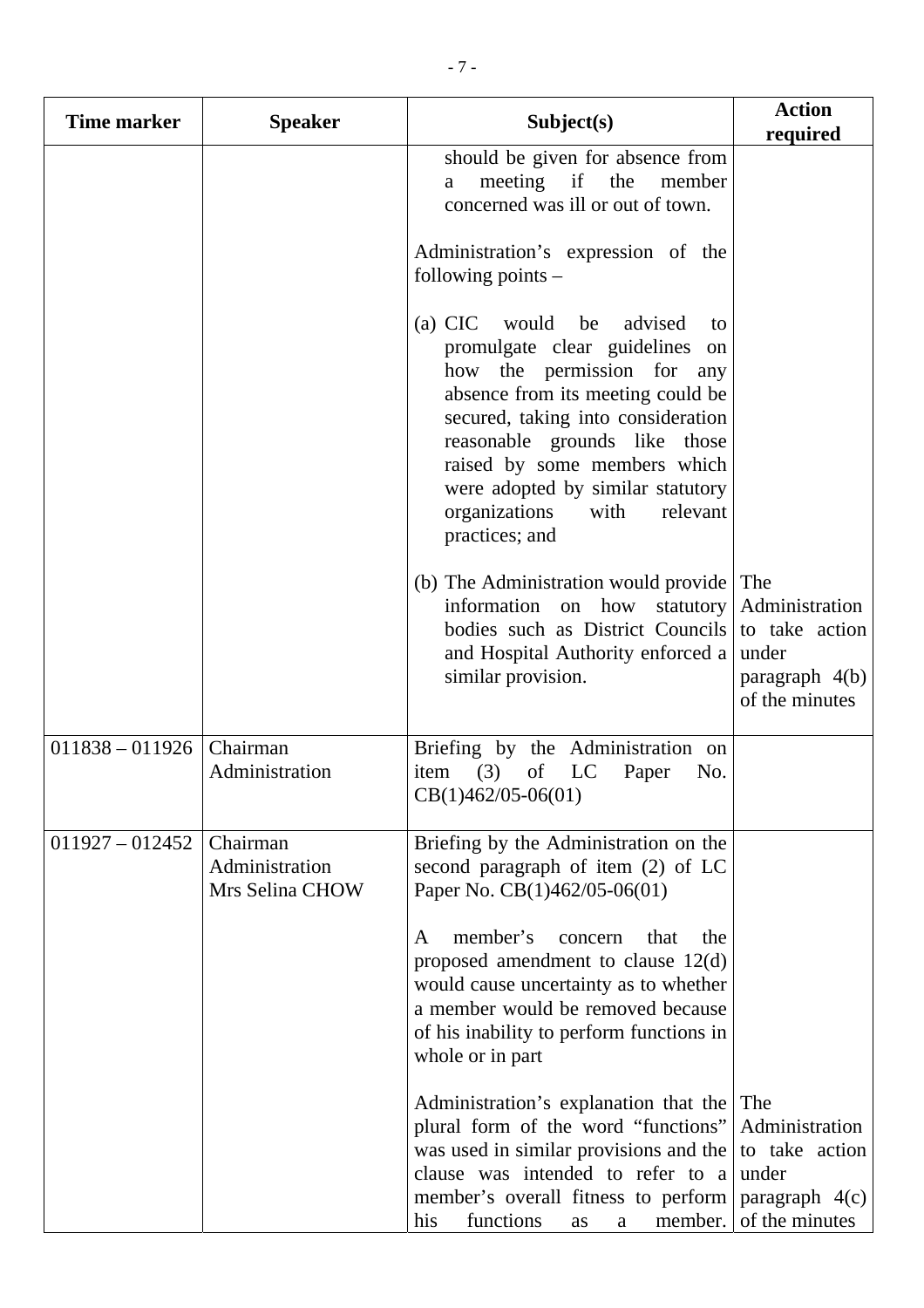| Time marker | Speaker | Subject(s) | Action required |
|---|---|---|---|
| | | should be given for absence from a meeting if the member concerned was ill or out of town.<br><br>Administration's expression of the following points –<br><br>(a) CIC would be advised to promulgate clear guidelines on how the permission for any absence from its meeting could be secured, taking into consideration reasonable grounds like those raised by some members which were adopted by similar statutory organizations with relevant practices; and<br><br>(b) The Administration would provide information on how statutory bodies such as District Councils and Hospital Authority enforced a similar provision. | The Administration to take action under paragraph 4(b) of the minutes |
| 011838 – 011926 | Chairman<br>Administration | Briefing by the Administration on item (3) of LC Paper No. CB(1)462/05-06(01) | |
| 011927 – 012452 | Chairman<br>Administration<br>Mrs Selina CHOW | Briefing by the Administration on the second paragraph of item (2) of LC Paper No. CB(1)462/05-06(01)<br><br>A member's concern that the proposed amendment to clause 12(d) would cause uncertainty as to whether a member would be removed because of his inability to perform functions in whole or in part<br><br>Administration's explanation that the plural form of the word "functions" was used in similar provisions and the clause was intended to refer to a member's overall fitness to perform his functions as a member. | The Administration to take action under paragraph 4(c) of the minutes |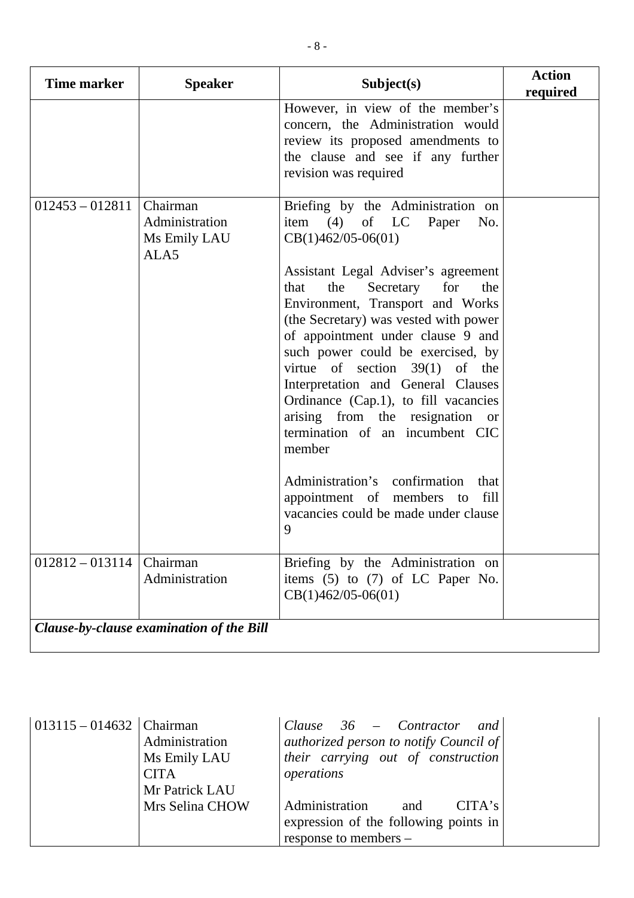| Time marker | Speaker | Subject(s) | Action required |
|---|---|---|---|
| | | However, in view of the member's concern, the Administration would review its proposed amendments to the clause and see if any further revision was required | |
| 012453 – 012811 | Chairman<br>Administration<br>Ms Emily LAU<br>ALA5 | Briefing by the Administration on item (4) of LC Paper No. CB(1)462/05-06(01)<br><br>Assistant Legal Adviser's agreement that the Secretary for the Environment, Transport and Works (the Secretary) was vested with power of appointment under clause 9 and such power could be exercised, by virtue of section 39(1) of the Interpretation and General Clauses Ordinance (Cap.1), to fill vacancies arising from the resignation or termination of an incumbent CIC member<br><br>Administration's confirmation that appointment of members to fill vacancies could be made under clause 9 | |
| 012812 – 013114 | Chairman<br>Administration | Briefing by the Administration on items (5) to (7) of LC Paper No. CB(1)462/05-06(01) | |
| ***Clause-by-clause examination of the Bill*** | | | |
| 013115 – 014632 | Chairman<br>Administration<br>Ms Emily LAU<br>CITA<br>Mr Patrick LAU<br>Mrs Selina CHOW | *Clause 36 – Contractor and authorized person to notify Council of their carrying out of construction operations*<br><br>Administration and CITA's expression of the following points in response to members – | |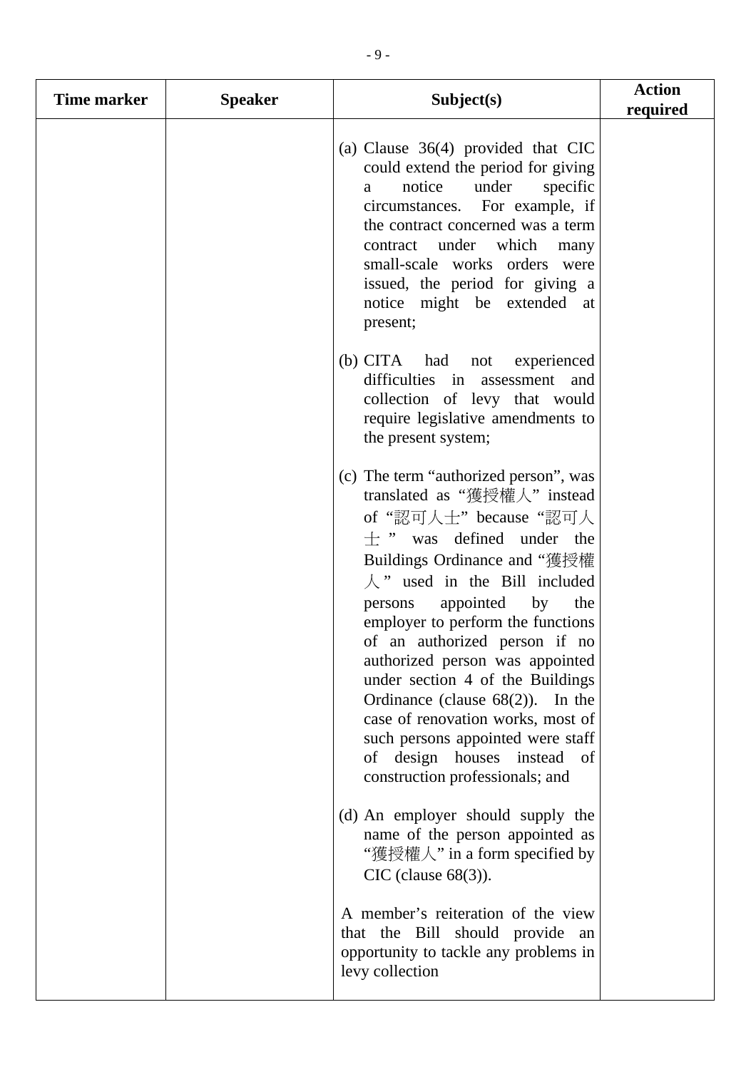| Time marker | Speaker | Subject(s) | Action required |
|---|---|---|---|
| | | (a) Clause 36(4) provided that CIC could extend the period for giving a notice under specific circumstances. For example, if the contract concerned was a term contract under which many small-scale works orders were issued, the period for giving a notice might be extended at present;<br><br>(b) CITA had not experienced difficulties in assessment and collection of levy that would require legislative amendments to the present system;<br><br>(c) The term "authorized person", was translated as "獲授權人" instead of "認可人士" because "認可人士" was defined under the Buildings Ordinance and "獲授權人" used in the Bill included persons appointed by the employer to perform the functions of an authorized person if no authorized person was appointed under section 4 of the Buildings Ordinance (clause 68(2)). In the case of renovation works, most of such persons appointed were staff of design houses instead of construction professionals; and<br><br>(d) An employer should supply the name of the person appointed as "獲授權人" in a form specified by CIC (clause 68(3)).<br><br>A member's reiteration of the view that the Bill should provide an opportunity to tackle any problems in levy collection | |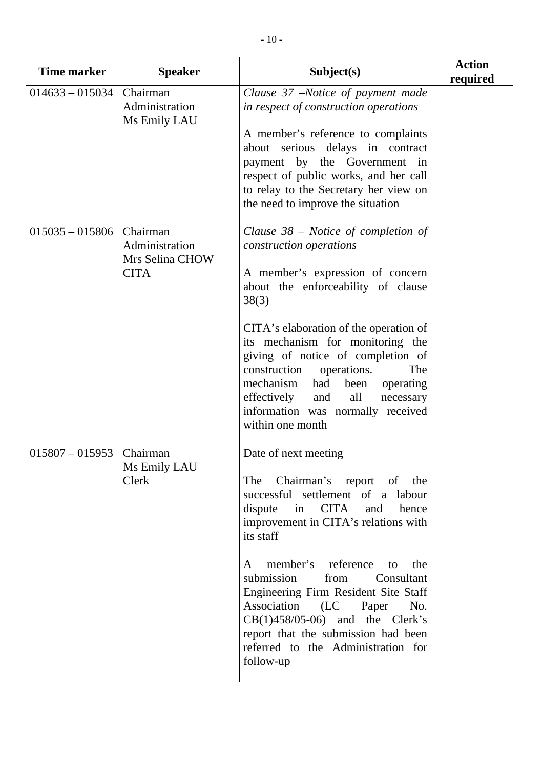| Time marker | Speaker | Subject(s) | Action required |
|---|---|---|---|
| 014633 – 015034 | Chairman<br>Administration<br>Ms Emily LAU | *Clause 37 –Notice of payment made in respect of construction operations*<br><br>A member's reference to complaints about serious delays in contract payment by the Government in respect of public works, and her call to relay to the Secretary her view on the need to improve the situation | |
| 015035 – 015806 | Chairman<br>Administration<br>Mrs Selina CHOW<br>CITA | *Clause 38 – Notice of completion of construction operations*<br><br>A member's expression of concern about the enforceability of clause 38(3)<br><br>CITA's elaboration of the operation of its mechanism for monitoring the giving of notice of completion of construction operations. The mechanism had been operating effectively and all necessary information was normally received within one month | |
| 015807 – 015953 | Chairman<br>Ms Emily LAU<br>Clerk | Date of next meeting<br><br>The Chairman's report of the successful settlement of a labour dispute in CITA and hence improvement in CITA's relations with its staff<br><br>A member's reference to the submission from Consultant Engineering Firm Resident Site Staff Association (LC Paper No. CB(1)458/05-06) and the Clerk's report that the submission had been referred to the Administration for follow-up | |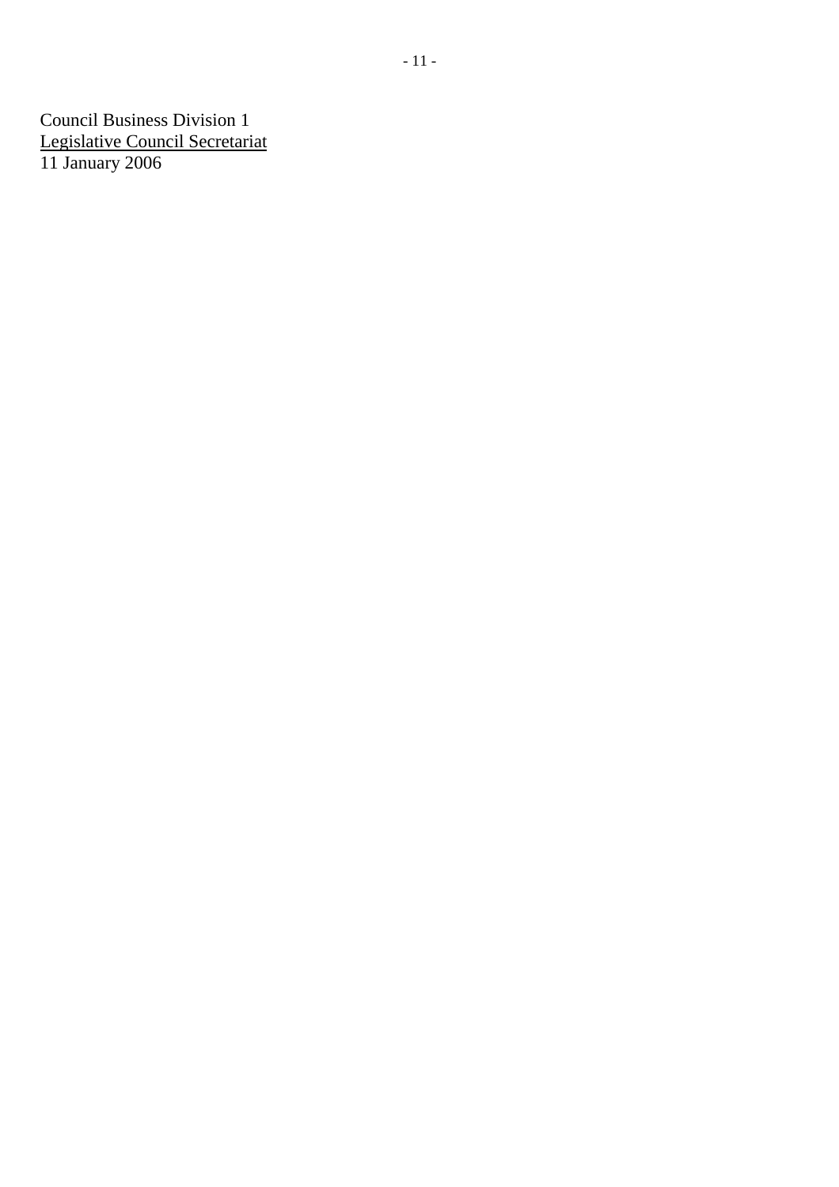Council Business Division 1
Legislative Council Secretariat
11 January 2006